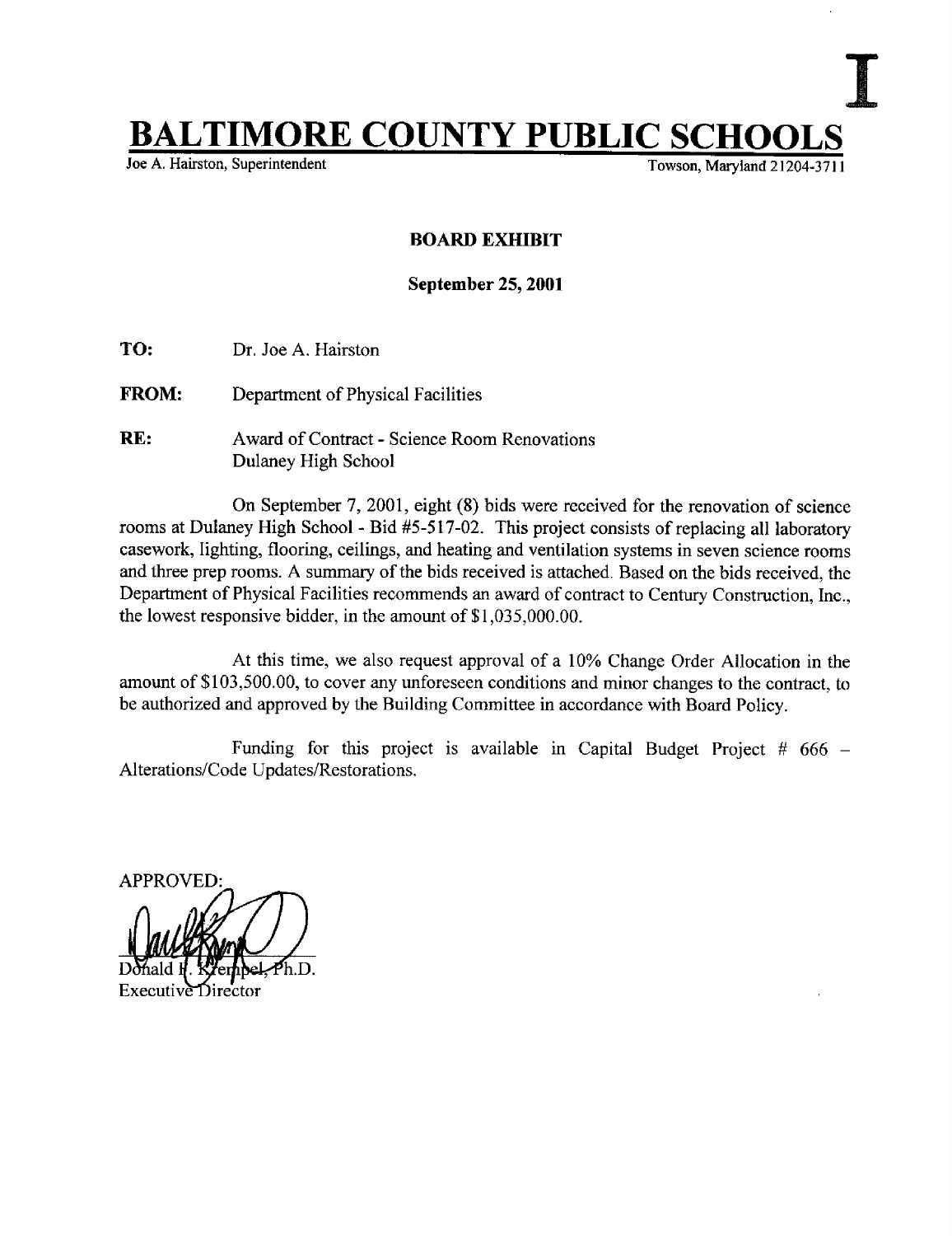I

# BALTIMORE COUNTY PUBLIC SCHOOLS

Joe A. Hairston, Superintendent

Towson, Maryland 21204-3711

**BOARD EXHIBIT**

**September 25, 2001**

**TO:** Dr. Joe A. Hairston

**FROM:** Department of Physical Facilities

**RE:** Award of Contract - Science Room Renovations
Dulaney High School

On September 7, 2001, eight (8) bids were received for the renovation of science rooms at Dulaney High School - Bid #5-517-02. This project consists of replacing all laboratory casework, lighting, flooring, ceilings, and heating and ventilation systems in seven science rooms and three prep rooms. A summary of the bids received is attached. Based on the bids received, the Department of Physical Facilities recommends an award of contract to Century Construction, Inc., the lowest responsive bidder, in the amount of $1,035,000.00.

At this time, we also request approval of a 10% Change Order Allocation in the amount of $103,500.00, to cover any unforeseen conditions and minor changes to the contract, to be authorized and approved by the Building Committee in accordance with Board Policy.

Funding for this project is available in Capital Budget Project # 666 – Alterations/Code Updates/Restorations.

APPROVED:

Donald F. Krempel, Ph.D.
Executive Director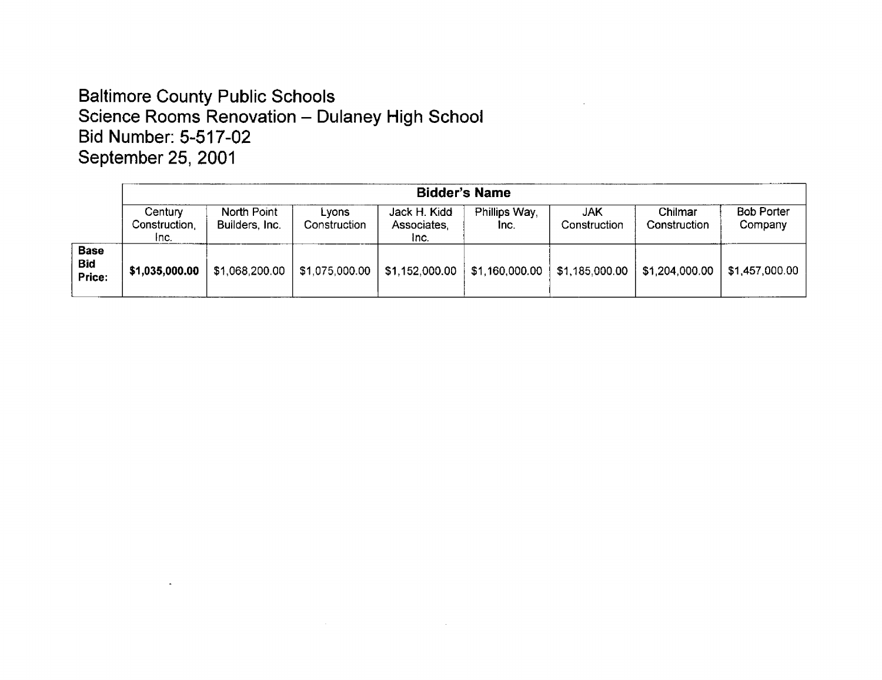Baltimore County Public Schools
Science Rooms Renovation – Dulaney High School
Bid Number: 5-517-02
September 25, 2001

| | Bidder's Name | | | | | | | |
|---|---|---|---|---|---|---|---|---|
| | Century Construction, Inc. | North Point Builders, Inc. | Lyons Construction | Jack H. Kidd Associates, Inc. | Phillips Way, Inc. | JAK Construction | Chilmar Construction | Bob Porter Company |
| **Base Bid Price:** | **$1,035,000.00** | $1,068,200.00 | $1,075,000.00 | $1,152,000.00 | $1,160,000.00 | $1,185,000.00 | $1,204,000.00 | $1,457,000.00 |